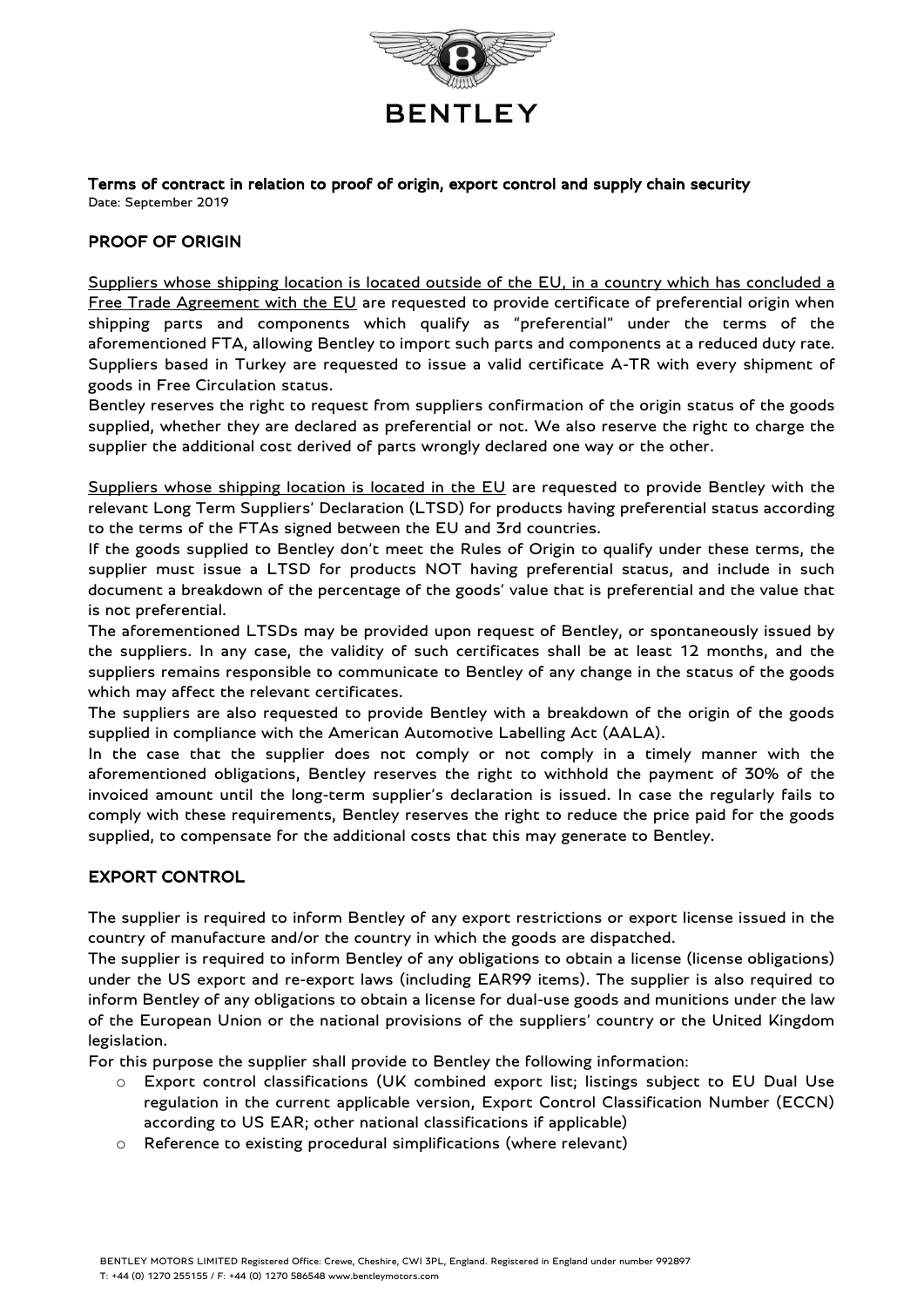**Terms of contract in relation to proof of origin, export control and supply chain security**
Date: September 2019

## PROOF OF ORIGIN

Suppliers whose shipping location is located outside of the EU, in a country which has concluded a Free Trade Agreement with the EU are requested to provide certificate of preferential origin when shipping parts and components which qualify as "preferential" under the terms of the aforementioned FTA, allowing Bentley to import such parts and components at a reduced duty rate. Suppliers based in Turkey are requested to issue a valid certificate A-TR with every shipment of goods in Free Circulation status.
Bentley reserves the right to request from suppliers confirmation of the origin status of the goods supplied, whether they are declared as preferential or not. We also reserve the right to charge the supplier the additional cost derived of parts wrongly declared one way or the other.

Suppliers whose shipping location is located in the EU are requested to provide Bentley with the relevant Long Term Suppliers' Declaration (LTSD) for products having preferential status according to the terms of the FTAs signed between the EU and 3rd countries.
If the goods supplied to Bentley don't meet the Rules of Origin to qualify under these terms, the supplier must issue a LTSD for products NOT having preferential status, and include in such document a breakdown of the percentage of the goods' value that is preferential and the value that is not preferential.
The aforementioned LTSDs may be provided upon request of Bentley, or spontaneously issued by the suppliers. In any case, the validity of such certificates shall be at least 12 months, and the suppliers remains responsible to communicate to Bentley of any change in the status of the goods which may affect the relevant certificates.
The suppliers are also requested to provide Bentley with a breakdown of the origin of the goods supplied in compliance with the American Automotive Labelling Act (AALA).
In the case that the supplier does not comply or not comply in a timely manner with the aforementioned obligations, Bentley reserves the right to withhold the payment of 30% of the invoiced amount until the long-term supplier's declaration is issued. In case the regularly fails to comply with these requirements, Bentley reserves the right to reduce the price paid for the goods supplied, to compensate for the additional costs that this may generate to Bentley.

## EXPORT CONTROL

The supplier is required to inform Bentley of any export restrictions or export license issued in the country of manufacture and/or the country in which the goods are dispatched.
The supplier is required to inform Bentley of any obligations to obtain a license (license obligations) under the US export and re-export laws (including EAR99 items). The supplier is also required to inform Bentley of any obligations to obtain a license for dual-use goods and munitions under the law of the European Union or the national provisions of the suppliers' country or the United Kingdom legislation.
For this purpose the supplier shall provide to Bentley the following information:

- Export control classifications (UK combined export list; listings subject to EU Dual Use regulation in the current applicable version, Export Control Classification Number (ECCN) according to US EAR; other national classifications if applicable)
- Reference to existing procedural simplifications (where relevant)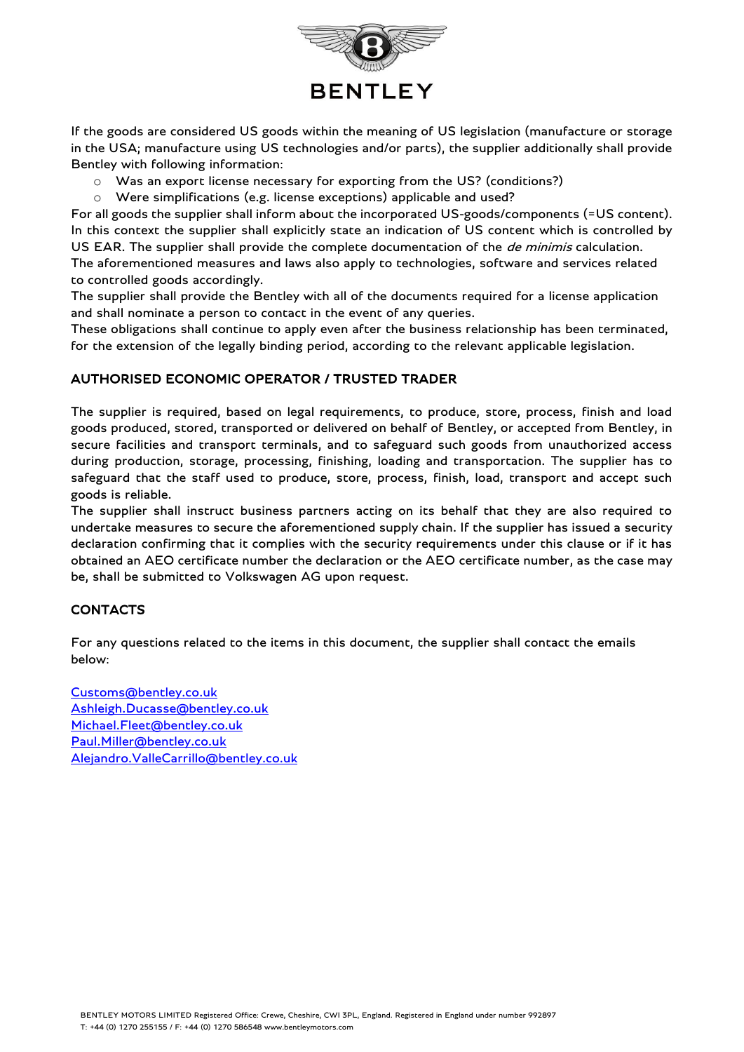If the goods are considered US goods within the meaning of US legislation (manufacture or storage in the USA; manufacture using US technologies and/or parts), the supplier additionally shall provide Bentley with following information:

- Was an export license necessary for exporting from the US? (conditions?)
- Were simplifications (e.g. license exceptions) applicable and used?

For all goods the supplier shall inform about the incorporated US-goods/components (=US content). In this context the supplier shall explicitly state an indication of US content which is controlled by US EAR. The supplier shall provide the complete documentation of the *de minimis* calculation.
The aforementioned measures and laws also apply to technologies, software and services related to controlled goods accordingly.
The supplier shall provide the Bentley with all of the documents required for a license application and shall nominate a person to contact in the event of any queries.
These obligations shall continue to apply even after the business relationship has been terminated, for the extension of the legally binding period, according to the relevant applicable legislation.

## AUTHORISED ECONOMIC OPERATOR / TRUSTED TRADER

The supplier is required, based on legal requirements, to produce, store, process, finish and load goods produced, stored, transported or delivered on behalf of Bentley, or accepted from Bentley, in secure facilities and transport terminals, and to safeguard such goods from unauthorized access during production, storage, processing, finishing, loading and transportation. The supplier has to safeguard that the staff used to produce, store, process, finish, load, transport and accept such goods is reliable.
The supplier shall instruct business partners acting on its behalf that they are also required to undertake measures to secure the aforementioned supply chain. If the supplier has issued a security declaration confirming that it complies with the security requirements under this clause or if it has obtained an AEO certificate number the declaration or the AEO certificate number, as the case may be, shall be submitted to Volkswagen AG upon request.

## CONTACTS

For any questions related to the items in this document, the supplier shall contact the emails below:

Customs@bentley.co.uk
Ashleigh.Ducasse@bentley.co.uk
Michael.Fleet@bentley.co.uk
Paul.Miller@bentley.co.uk
Alejandro.ValleCarrillo@bentley.co.uk